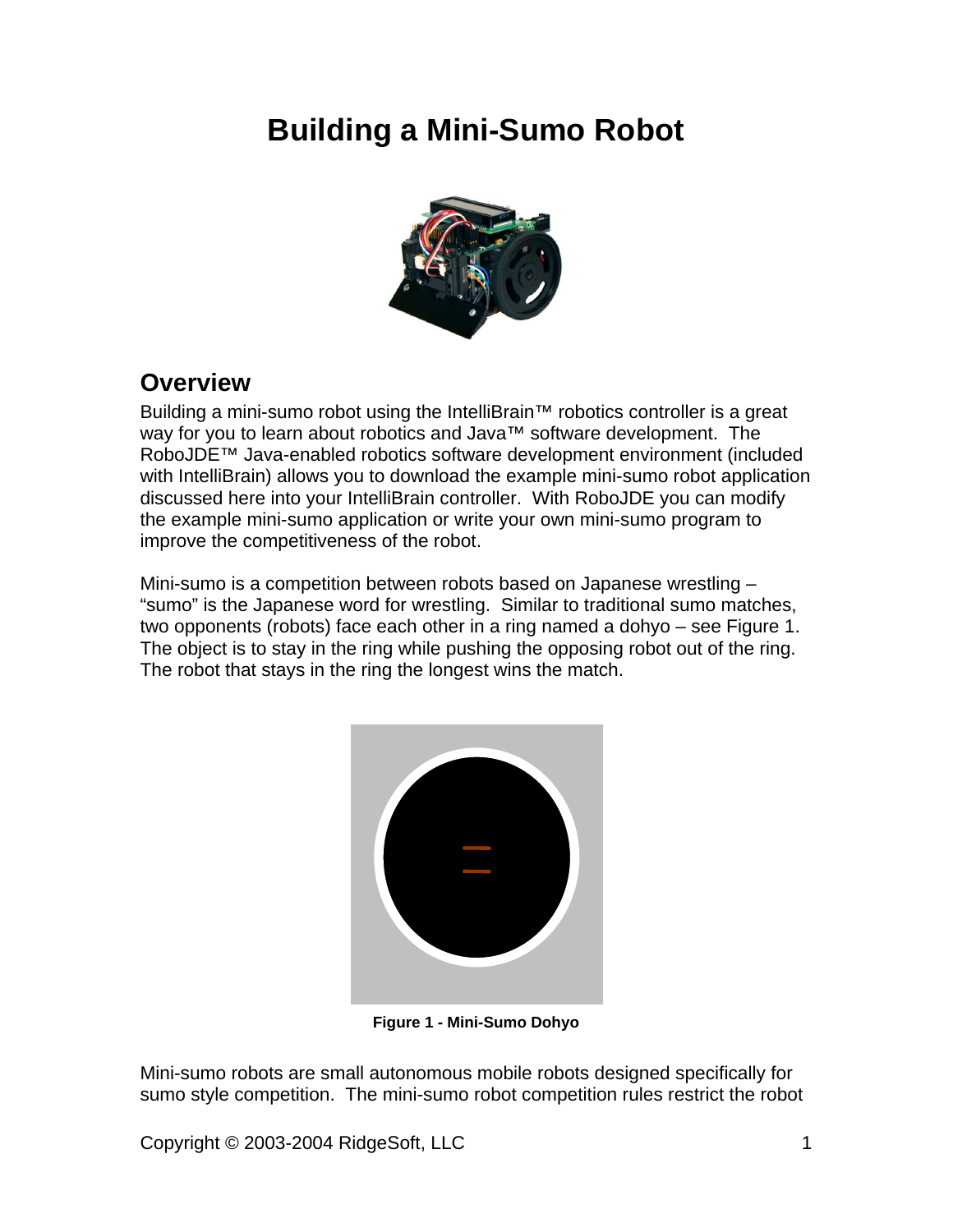# Building a Mini-Sumo Robot

## Overview

Building a mini-sumo robot using the IntelliBrain™ robotics controller is a great way for you to learn about robotics and Java™ software development. The RoboJDE™ Java-enabled robotics software development environment (included with IntelliBrain) allows you to download the example mini-sumo robot application discussed here into your IntelliBrain controller. With RoboJDE you can modify the example mini-sumo application or write your own mini-sumo program to improve the competitiveness of the robot.

Mini-sumo is a competition between robots based on Japanese wrestling – "sumo" is the Japanese word for wrestling. Similar to traditional sumo matches, two opponents (robots) face each other in a ring named a dohyo – see Figure 1. The object is to stay in the ring while pushing the opposing robot out of the ring. The robot that stays in the ring the longest wins the match.

**Figure 1 - Mini-Sumo Dohyo**

Mini-sumo robots are small autonomous mobile robots designed specifically for sumo style competition. The mini-sumo robot competition rules restrict the robot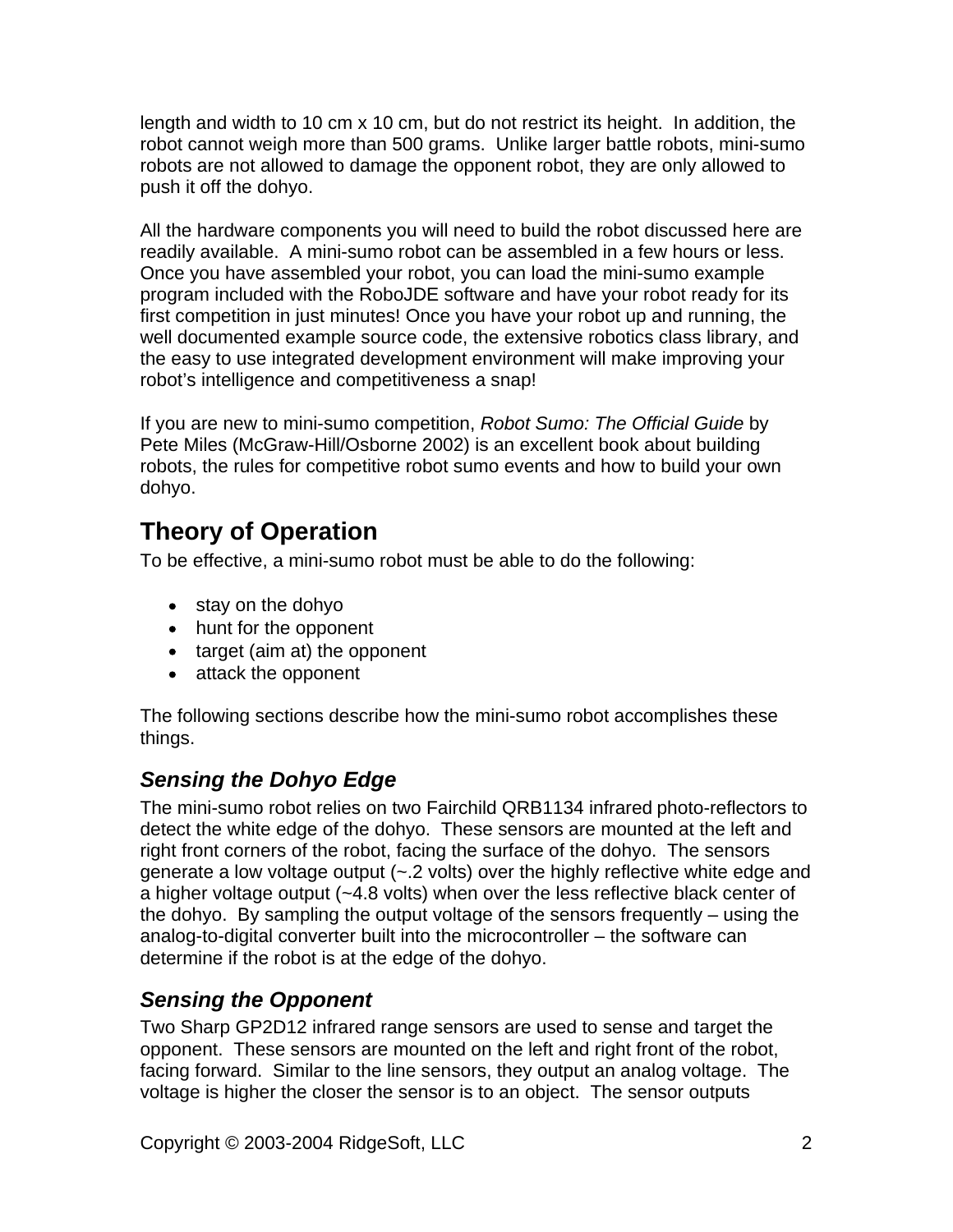length and width to 10 cm x 10 cm, but do not restrict its height. In addition, the robot cannot weigh more than 500 grams. Unlike larger battle robots, mini-sumo robots are not allowed to damage the opponent robot, they are only allowed to push it off the dohyo.

All the hardware components you will need to build the robot discussed here are readily available. A mini-sumo robot can be assembled in a few hours or less. Once you have assembled your robot, you can load the mini-sumo example program included with the RoboJDE software and have your robot ready for its first competition in just minutes! Once you have your robot up and running, the well documented example source code, the extensive robotics class library, and the easy to use integrated development environment will make improving your robot's intelligence and competitiveness a snap!

If you are new to mini-sumo competition, *Robot Sumo: The Official Guide* by Pete Miles (McGraw-Hill/Osborne 2002) is an excellent book about building robots, the rules for competitive robot sumo events and how to build your own dohyo.

## Theory of Operation

To be effective, a mini-sumo robot must be able to do the following:

- stay on the dohyo
- hunt for the opponent
- target (aim at) the opponent
- attack the opponent

The following sections describe how the mini-sumo robot accomplishes these things.

### *Sensing the Dohyo Edge*

The mini-sumo robot relies on two Fairchild QRB1134 infrared photo-reflectors to detect the white edge of the dohyo. These sensors are mounted at the left and right front corners of the robot, facing the surface of the dohyo. The sensors generate a low voltage output (~.2 volts) over the highly reflective white edge and a higher voltage output (~4.8 volts) when over the less reflective black center of the dohyo. By sampling the output voltage of the sensors frequently – using the analog-to-digital converter built into the microcontroller – the software can determine if the robot is at the edge of the dohyo.

### *Sensing the Opponent*

Two Sharp GP2D12 infrared range sensors are used to sense and target the opponent. These sensors are mounted on the left and right front of the robot, facing forward. Similar to the line sensors, they output an analog voltage. The voltage is higher the closer the sensor is to an object. The sensor outputs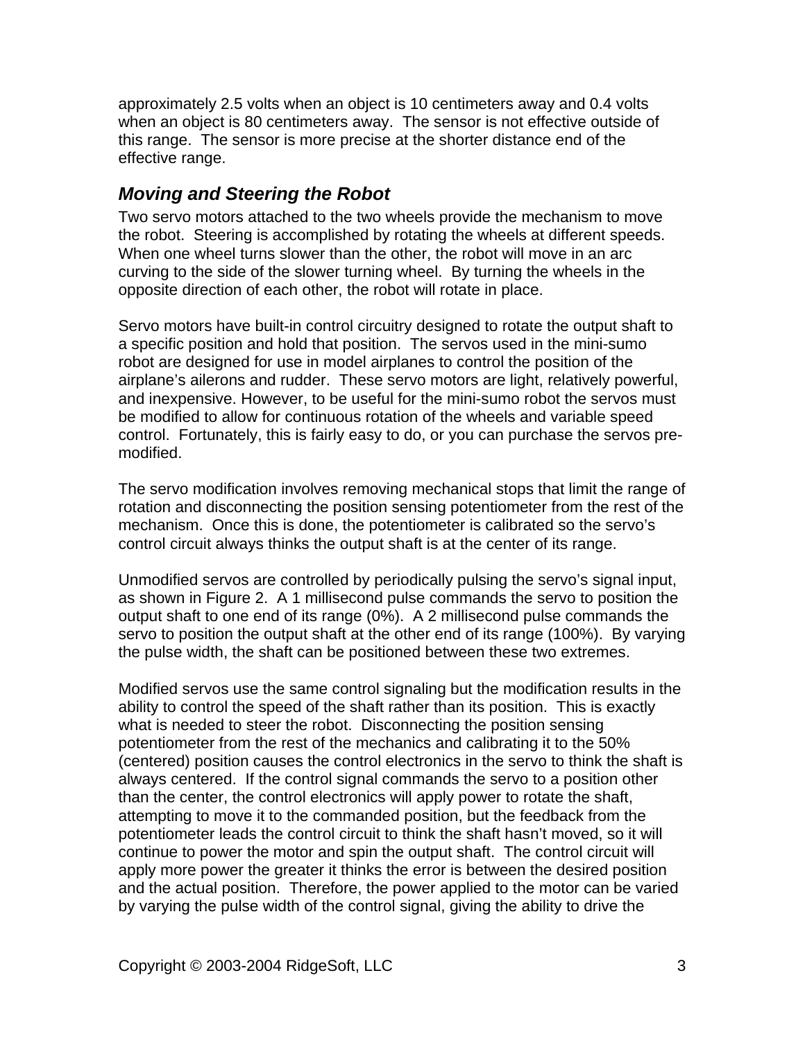approximately 2.5 volts when an object is 10 centimeters away and 0.4 volts when an object is 80 centimeters away. The sensor is not effective outside of this range. The sensor is more precise at the shorter distance end of the effective range.

### *Moving and Steering the Robot*

Two servo motors attached to the two wheels provide the mechanism to move the robot. Steering is accomplished by rotating the wheels at different speeds. When one wheel turns slower than the other, the robot will move in an arc curving to the side of the slower turning wheel. By turning the wheels in the opposite direction of each other, the robot will rotate in place.

Servo motors have built-in control circuitry designed to rotate the output shaft to a specific position and hold that position. The servos used in the mini-sumo robot are designed for use in model airplanes to control the position of the airplane's ailerons and rudder. These servo motors are light, relatively powerful, and inexpensive. However, to be useful for the mini-sumo robot the servos must be modified to allow for continuous rotation of the wheels and variable speed control. Fortunately, this is fairly easy to do, or you can purchase the servos pre-modified.

The servo modification involves removing mechanical stops that limit the range of rotation and disconnecting the position sensing potentiometer from the rest of the mechanism. Once this is done, the potentiometer is calibrated so the servo's control circuit always thinks the output shaft is at the center of its range.

Unmodified servos are controlled by periodically pulsing the servo's signal input, as shown in Figure 2. A 1 millisecond pulse commands the servo to position the output shaft to one end of its range (0%). A 2 millisecond pulse commands the servo to position the output shaft at the other end of its range (100%). By varying the pulse width, the shaft can be positioned between these two extremes.

Modified servos use the same control signaling but the modification results in the ability to control the speed of the shaft rather than its position. This is exactly what is needed to steer the robot. Disconnecting the position sensing potentiometer from the rest of the mechanics and calibrating it to the 50% (centered) position causes the control electronics in the servo to think the shaft is always centered. If the control signal commands the servo to a position other than the center, the control electronics will apply power to rotate the shaft, attempting to move it to the commanded position, but the feedback from the potentiometer leads the control circuit to think the shaft hasn't moved, so it will continue to power the motor and spin the output shaft. The control circuit will apply more power the greater it thinks the error is between the desired position and the actual position. Therefore, the power applied to the motor can be varied by varying the pulse width of the control signal, giving the ability to drive the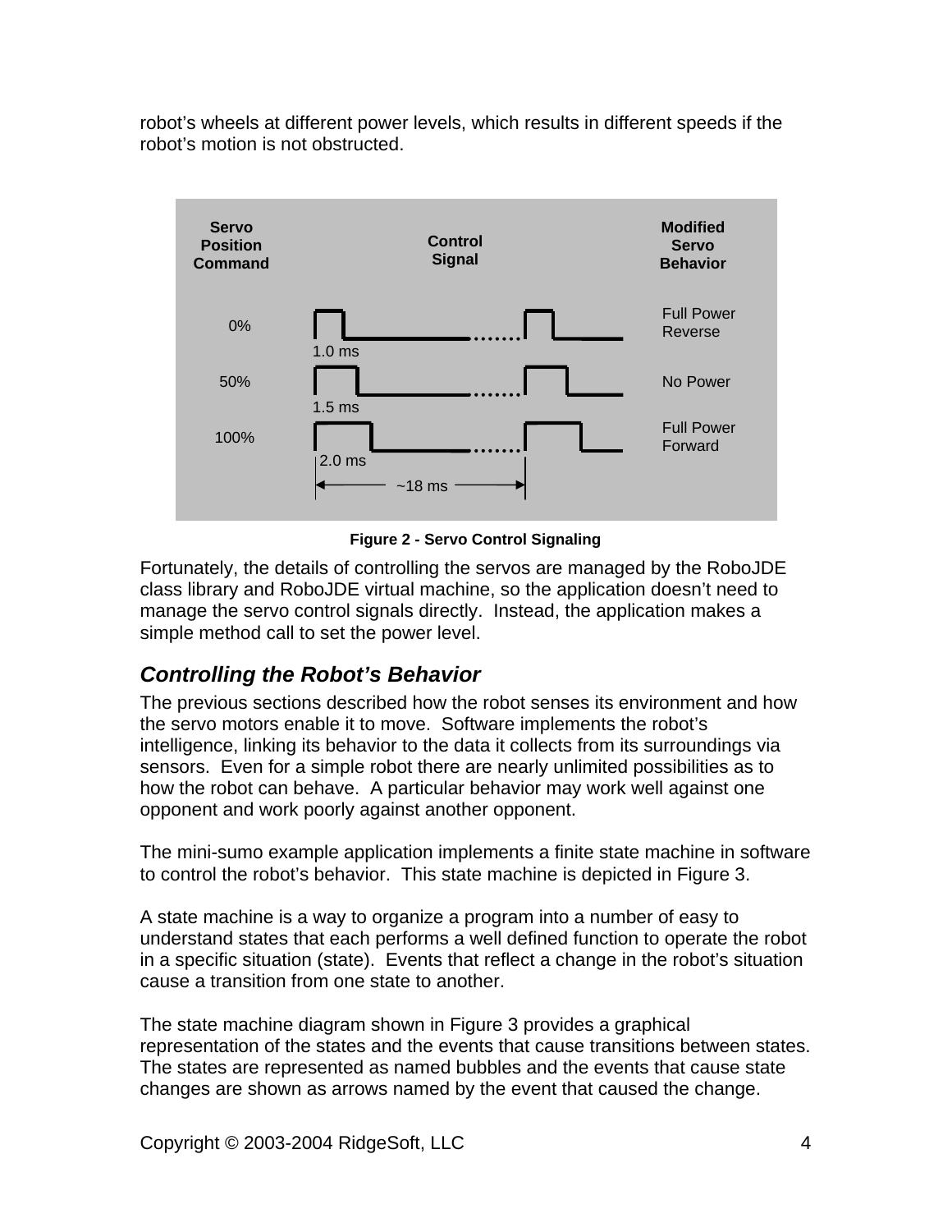robot's wheels at different power levels, which results in different speeds if the robot's motion is not obstructed.

| Servo Position Command | Control Signal | Modified Servo Behavior |
|---|---|---|
| 0% | 1.0 ms | Full Power Reverse |
| 50% | 1.5 ms | No Power |
| 100% | 2.0 ms | Full Power Forward |

~18 ms

**Figure 2 - Servo Control Signaling**

Fortunately, the details of controlling the servos are managed by the RoboJDE class library and RoboJDE virtual machine, so the application doesn't need to manage the servo control signals directly. Instead, the application makes a simple method call to set the power level.

## *Controlling the Robot's Behavior*

The previous sections described how the robot senses its environment and how the servo motors enable it to move. Software implements the robot's intelligence, linking its behavior to the data it collects from its surroundings via sensors. Even for a simple robot there are nearly unlimited possibilities as to how the robot can behave. A particular behavior may work well against one opponent and work poorly against another opponent.

The mini-sumo example application implements a finite state machine in software to control the robot's behavior. This state machine is depicted in Figure 3.

A state machine is a way to organize a program into a number of easy to understand states that each performs a well defined function to operate the robot in a specific situation (state). Events that reflect a change in the robot's situation cause a transition from one state to another.

The state machine diagram shown in Figure 3 provides a graphical representation of the states and the events that cause transitions between states. The states are represented as named bubbles and the events that cause state changes are shown as arrows named by the event that caused the change.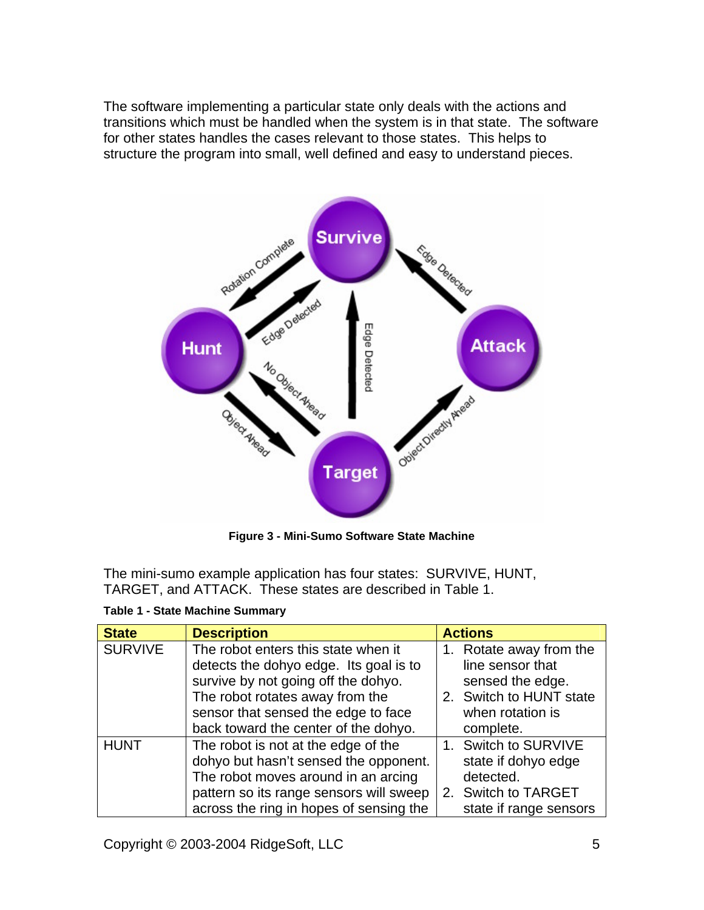The software implementing a particular state only deals with the actions and transitions which must be handled when the system is in that state. The software for other states handles the cases relevant to those states. This helps to structure the program into small, well defined and easy to understand pieces.

**Figure 3 - Mini-Sumo Software State Machine**

The mini-sumo example application has four states: SURVIVE, HUNT, TARGET, and ATTACK. These states are described in Table 1.

**Table 1 - State Machine Summary**

| State | Description | Actions |
| --- | --- | --- |
| SURVIVE | The robot enters this state when it detects the dohyo edge. Its goal is to survive by not going off the dohyo. The robot rotates away from the sensor that sensed the edge to face back toward the center of the dohyo. | 1. Rotate away from the line sensor that sensed the edge. 2. Switch to HUNT state when rotation is complete. |
| HUNT | The robot is not at the edge of the dohyo but hasn't sensed the opponent. The robot moves around in an arcing pattern so its range sensors will sweep across the ring in hopes of sensing the | 1. Switch to SURVIVE state if dohyo edge detected. 2. Switch to TARGET state if range sensors |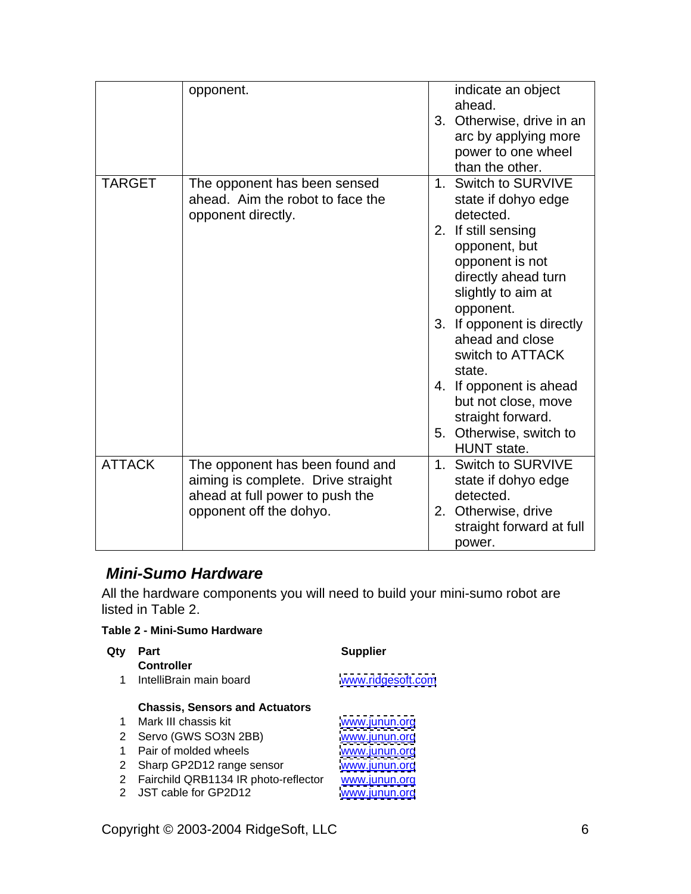| | | |
|---|---|---|
| | opponent. | indicate an object ahead.<br>3. Otherwise, drive in an arc by applying more power to one wheel than the other. |
| TARGET | The opponent has been sensed ahead. Aim the robot to face the opponent directly. | 1. Switch to SURVIVE state if dohyo edge detected.<br>2. If still sensing opponent, but opponent is not directly ahead turn slightly to aim at opponent.<br>3. If opponent is directly ahead and close switch to ATTACK state.<br>4. If opponent is ahead but not close, move straight forward.<br>5. Otherwise, switch to HUNT state. |
| ATTACK | The opponent has been found and aiming is complete. Drive straight ahead at full power to push the opponent off the dohyo. | 1. Switch to SURVIVE state if dohyo edge detected.<br>2. Otherwise, drive straight forward at full power. |

## *Mini-Sumo Hardware*

All the hardware components you will need to build your mini-sumo robot are listed in Table 2.

**Table 2 - Mini-Sumo Hardware**

| Qty | Part | Supplier |
|---|---|---|
| | **Controller** | |
| 1 | IntelliBrain main board | www.ridgesoft.com |
| | **Chassis, Sensors and Actuators** | |
| 1 | Mark III chassis kit | www.junun.org |
| 2 | Servo (GWS SO3N 2BB) | www.junun.org |
| 1 | Pair of molded wheels | www.junun.org |
| 2 | Sharp GP2D12 range sensor | www.junun.org |
| 2 | Fairchild QRB1134 IR photo-reflector | www.junun.org |
| 2 | JST cable for GP2D12 | www.junun.org |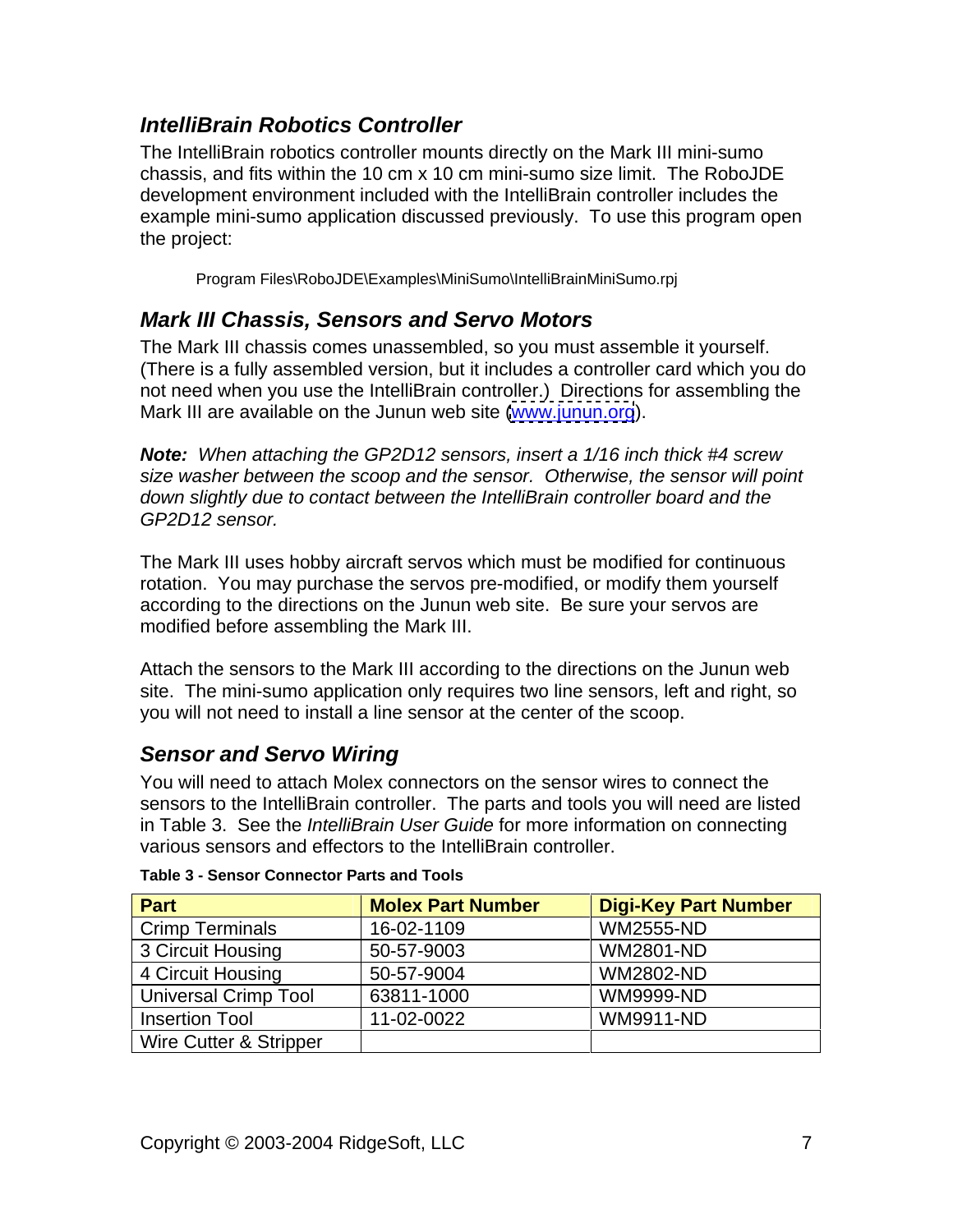### *IntelliBrain Robotics Controller*

The IntelliBrain robotics controller mounts directly on the Mark III mini-sumo chassis, and fits within the 10 cm x 10 cm mini-sumo size limit. The RoboJDE development environment included with the IntelliBrain controller includes the example mini-sumo application discussed previously. To use this program open the project:

```
Program Files\RoboJDE\Examples\MiniSumo\IntelliBrainMiniSumo.rpj
```

### *Mark III Chassis, Sensors and Servo Motors*

The Mark III chassis comes unassembled, so you must assemble it yourself. (There is a fully assembled version, but it includes a controller card which you do not need when you use the IntelliBrain controller.) Directions for assembling the Mark III are available on the Junun web site (www.junun.org).

***Note:*** *When attaching the GP2D12 sensors, insert a 1/16 inch thick #4 screw size washer between the scoop and the sensor. Otherwise, the sensor will point down slightly due to contact between the IntelliBrain controller board and the GP2D12 sensor.*

The Mark III uses hobby aircraft servos which must be modified for continuous rotation. You may purchase the servos pre-modified, or modify them yourself according to the directions on the Junun web site. Be sure your servos are modified before assembling the Mark III.

Attach the sensors to the Mark III according to the directions on the Junun web site. The mini-sumo application only requires two line sensors, left and right, so you will not need to install a line sensor at the center of the scoop.

### *Sensor and Servo Wiring*

You will need to attach Molex connectors on the sensor wires to connect the sensors to the IntelliBrain controller. The parts and tools you will need are listed in Table 3. See the *IntelliBrain User Guide* for more information on connecting various sensors and effectors to the IntelliBrain controller.

**Table 3 - Sensor Connector Parts and Tools**

| Part | Molex Part Number | Digi-Key Part Number |
|---|---|---|
| Crimp Terminals | 16-02-1109 | WM2555-ND |
| 3 Circuit Housing | 50-57-9003 | WM2801-ND |
| 4 Circuit Housing | 50-57-9004 | WM2802-ND |
| Universal Crimp Tool | 63811-1000 | WM9999-ND |
| Insertion Tool | 11-02-0022 | WM9911-ND |
| Wire Cutter & Stripper | | |

Copyright © 2003-2004 RidgeSoft, LLC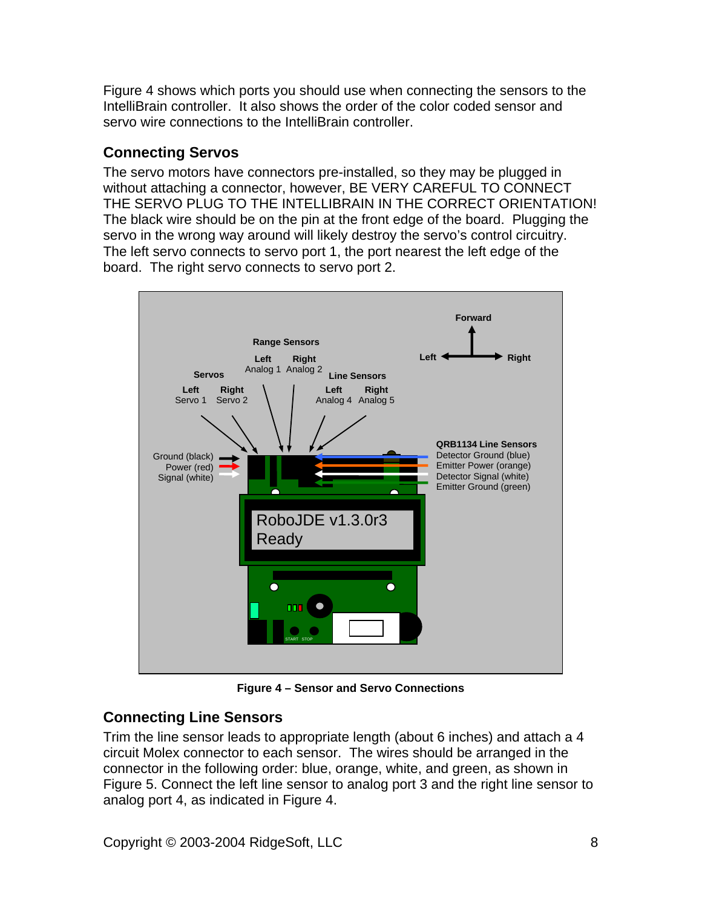Figure 4 shows which ports you should use when connecting the sensors to the IntelliBrain controller. It also shows the order of the color coded sensor and servo wire connections to the IntelliBrain controller.

## Connecting Servos

The servo motors have connectors pre-installed, so they may be plugged in without attaching a connector, however, BE VERY CAREFUL TO CONNECT THE SERVO PLUG TO THE INTELLIBRAIN IN THE CORRECT ORIENTATION! The black wire should be on the pin at the front edge of the board. Plugging the servo in the wrong way around will likely destroy the servo's control circuitry. The left servo connects to servo port 1, the port nearest the left edge of the board. The right servo connects to servo port 2.

**Figure 4 – Sensor and Servo Connections**

## Connecting Line Sensors

Trim the line sensor leads to appropriate length (about 6 inches) and attach a 4 circuit Molex connector to each sensor. The wires should be arranged in the connector in the following order: blue, orange, white, and green, as shown in Figure 5. Connect the left line sensor to analog port 3 and the right line sensor to analog port 4, as indicated in Figure 4.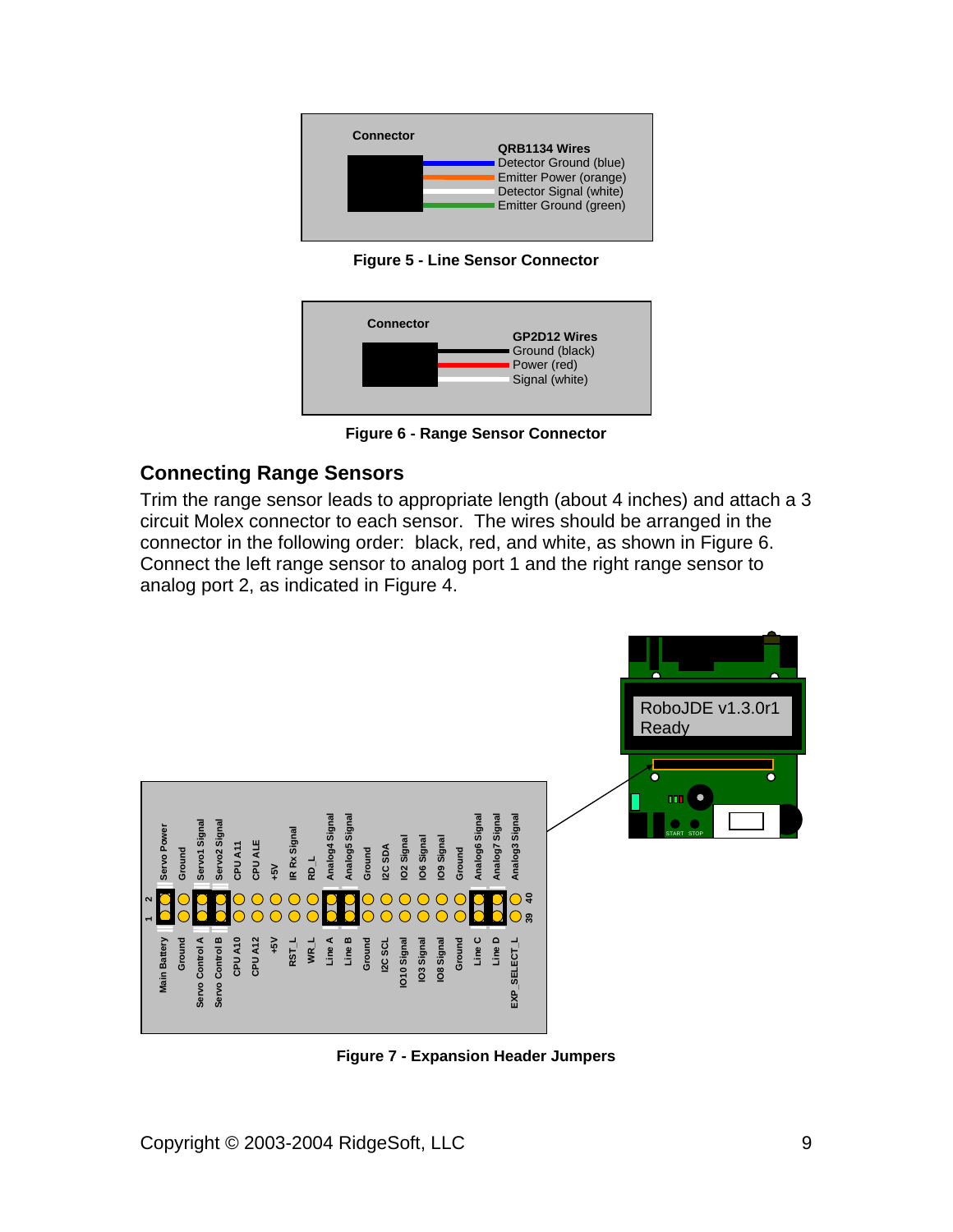Connector

QRB1134 Wires
Detector Ground (blue)
Emitter Power (orange)
Detector Signal (white)
Emitter Ground (green)

**Figure 5 - Line Sensor Connector**

Connector

GP2D12 Wires
Ground (black)
Power (red)
Signal (white)

**Figure 6 - Range Sensor Connector**

## Connecting Range Sensors

Trim the range sensor leads to appropriate length (about 4 inches) and attach a 3 circuit Molex connector to each sensor. The wires should be arranged in the connector in the following order: black, red, and white, as shown in Figure 6. Connect the left range sensor to analog port 1 and the right range sensor to analog port 2, as indicated in Figure 4.

**Figure 7 - Expansion Header Jumpers**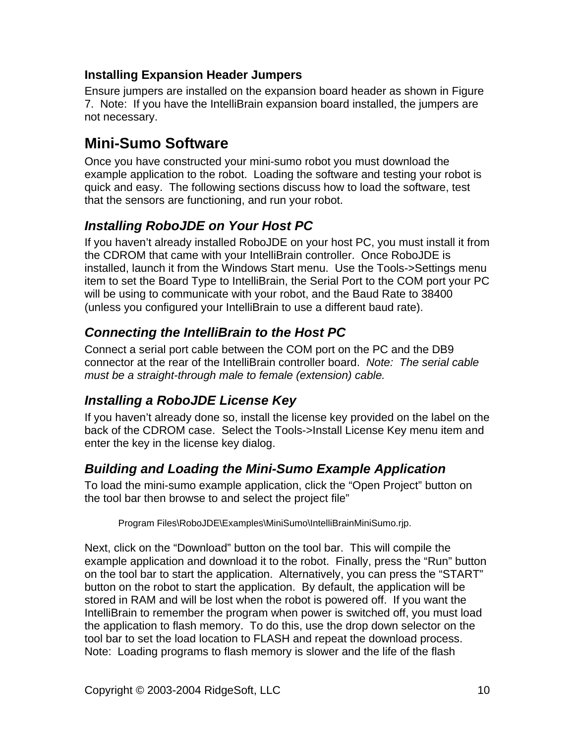### Installing Expansion Header Jumpers

Ensure jumpers are installed on the expansion board header as shown in Figure 7. Note: If you have the IntelliBrain expansion board installed, the jumpers are not necessary.

## Mini-Sumo Software

Once you have constructed your mini-sumo robot you must download the example application to the robot. Loading the software and testing your robot is quick and easy. The following sections discuss how to load the software, test that the sensors are functioning, and run your robot.

### *Installing RoboJDE on Your Host PC*

If you haven't already installed RoboJDE on your host PC, you must install it from the CDROM that came with your IntelliBrain controller. Once RoboJDE is installed, launch it from the Windows Start menu. Use the Tools->Settings menu item to set the Board Type to IntelliBrain, the Serial Port to the COM port your PC will be using to communicate with your robot, and the Baud Rate to 38400 (unless you configured your IntelliBrain to use a different baud rate).

### *Connecting the IntelliBrain to the Host PC*

Connect a serial port cable between the COM port on the PC and the DB9 connector at the rear of the IntelliBrain controller board. *Note: The serial cable must be a straight-through male to female (extension) cable.*

### *Installing a RoboJDE License Key*

If you haven't already done so, install the license key provided on the label on the back of the CDROM case. Select the Tools->Install License Key menu item and enter the key in the license key dialog.

### *Building and Loading the Mini-Sumo Example Application*

To load the mini-sumo example application, click the "Open Project" button on the tool bar then browse to and select the project file"

Program Files\RoboJDE\Examples\MiniSumo\IntelliBrainMiniSumo.rjp.

Next, click on the "Download" button on the tool bar. This will compile the example application and download it to the robot. Finally, press the "Run" button on the tool bar to start the application. Alternatively, you can press the "START" button on the robot to start the application. By default, the application will be stored in RAM and will be lost when the robot is powered off. If you want the IntelliBrain to remember the program when power is switched off, you must load the application to flash memory. To do this, use the drop down selector on the tool bar to set the load location to FLASH and repeat the download process. Note: Loading programs to flash memory is slower and the life of the flash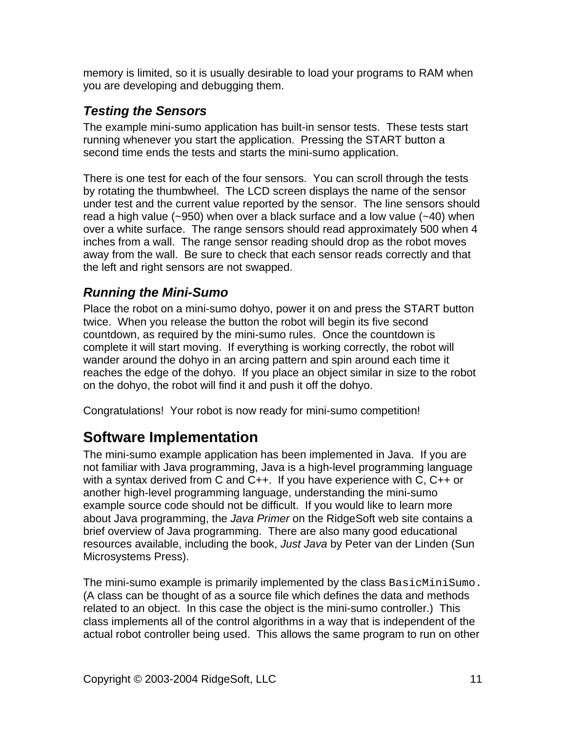memory is limited, so it is usually desirable to load your programs to RAM when you are developing and debugging them.

### *Testing the Sensors*

The example mini-sumo application has built-in sensor tests. These tests start running whenever you start the application. Pressing the START button a second time ends the tests and starts the mini-sumo application.

There is one test for each of the four sensors. You can scroll through the tests by rotating the thumbwheel. The LCD screen displays the name of the sensor under test and the current value reported by the sensor. The line sensors should read a high value (~950) when over a black surface and a low value (~40) when over a white surface. The range sensors should read approximately 500 when 4 inches from a wall. The range sensor reading should drop as the robot moves away from the wall. Be sure to check that each sensor reads correctly and that the left and right sensors are not swapped.

### *Running the Mini-Sumo*

Place the robot on a mini-sumo dohyo, power it on and press the START button twice. When you release the button the robot will begin its five second countdown, as required by the mini-sumo rules. Once the countdown is complete it will start moving. If everything is working correctly, the robot will wander around the dohyo in an arcing pattern and spin around each time it reaches the edge of the dohyo. If you place an object similar in size to the robot on the dohyo, the robot will find it and push it off the dohyo.

Congratulations! Your robot is now ready for mini-sumo competition!

## Software Implementation

The mini-sumo example application has been implemented in Java. If you are not familiar with Java programming, Java is a high-level programming language with a syntax derived from C and C++. If you have experience with C, C++ or another high-level programming language, understanding the mini-sumo example source code should not be difficult. If you would like to learn more about Java programming, the *Java Primer* on the RidgeSoft web site contains a brief overview of Java programming. There are also many good educational resources available, including the book, *Just Java* by Peter van der Linden (Sun Microsystems Press).

The mini-sumo example is primarily implemented by the class `BasicMiniSumo.` (A class can be thought of as a source file which defines the data and methods related to an object. In this case the object is the mini-sumo controller.) This class implements all of the control algorithms in a way that is independent of the actual robot controller being used. This allows the same program to run on other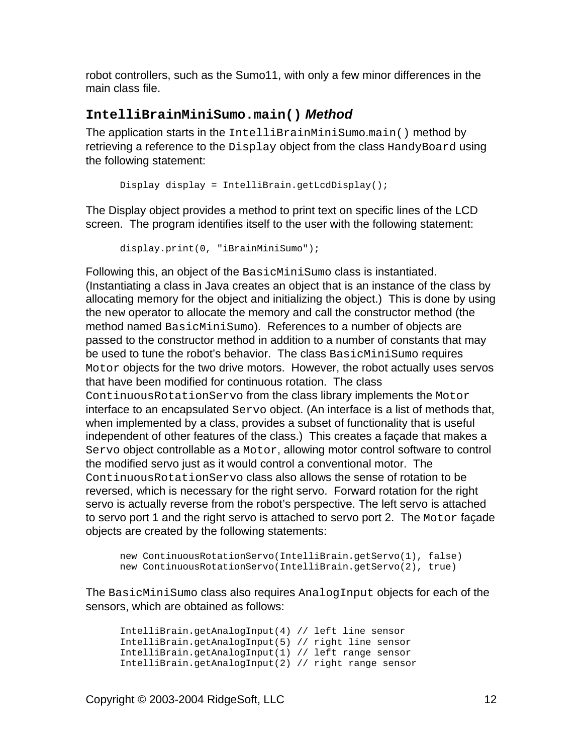robot controllers, such as the Sumo11, with only a few minor differences in the main class file.

### `IntelliBrainMiniSumo.main()` *Method*

The application starts in the `IntelliBrainMiniSumo.main()` method by retrieving a reference to the `Display` object from the class `HandyBoard` using the following statement:

```
Display display = IntelliBrain.getLcdDisplay();
```

The Display object provides a method to print text on specific lines of the LCD screen. The program identifies itself to the user with the following statement:

```
display.print(0, "iBrainMiniSumo");
```

Following this, an object of the `BasicMiniSumo` class is instantiated. (Instantiating a class in Java creates an object that is an instance of the class by allocating memory for the object and initializing the object.) This is done by using the `new` operator to allocate the memory and call the constructor method (the method named `BasicMiniSumo`). References to a number of objects are passed to the constructor method in addition to a number of constants that may be used to tune the robot's behavior. The class `BasicMiniSumo` requires `Motor` objects for the two drive motors. However, the robot actually uses servos that have been modified for continuous rotation. The class `ContinuousRotationServo` from the class library implements the `Motor` interface to an encapsulated `Servo` object. (An interface is a list of methods that, when implemented by a class, provides a subset of functionality that is useful independent of other features of the class.) This creates a façade that makes a `Servo` object controllable as a `Motor`, allowing motor control software to control the modified servo just as it would control a conventional motor. The `ContinuousRotationServo` class also allows the sense of rotation to be reversed, which is necessary for the right servo. Forward rotation for the right servo is actually reverse from the robot's perspective. The left servo is attached to servo port 1 and the right servo is attached to servo port 2. The `Motor` façade objects are created by the following statements:

```
new ContinuousRotationServo(IntelliBrain.getServo(1), false)
new ContinuousRotationServo(IntelliBrain.getServo(2), true)
```

The `BasicMiniSumo` class also requires `AnalogInput` objects for each of the sensors, which are obtained as follows:

```
IntelliBrain.getAnalogInput(4) // left line sensor
IntelliBrain.getAnalogInput(5) // right line sensor
IntelliBrain.getAnalogInput(1) // left range sensor
IntelliBrain.getAnalogInput(2) // right range sensor
```

Copyright © 2003-2004 RidgeSoft, LLC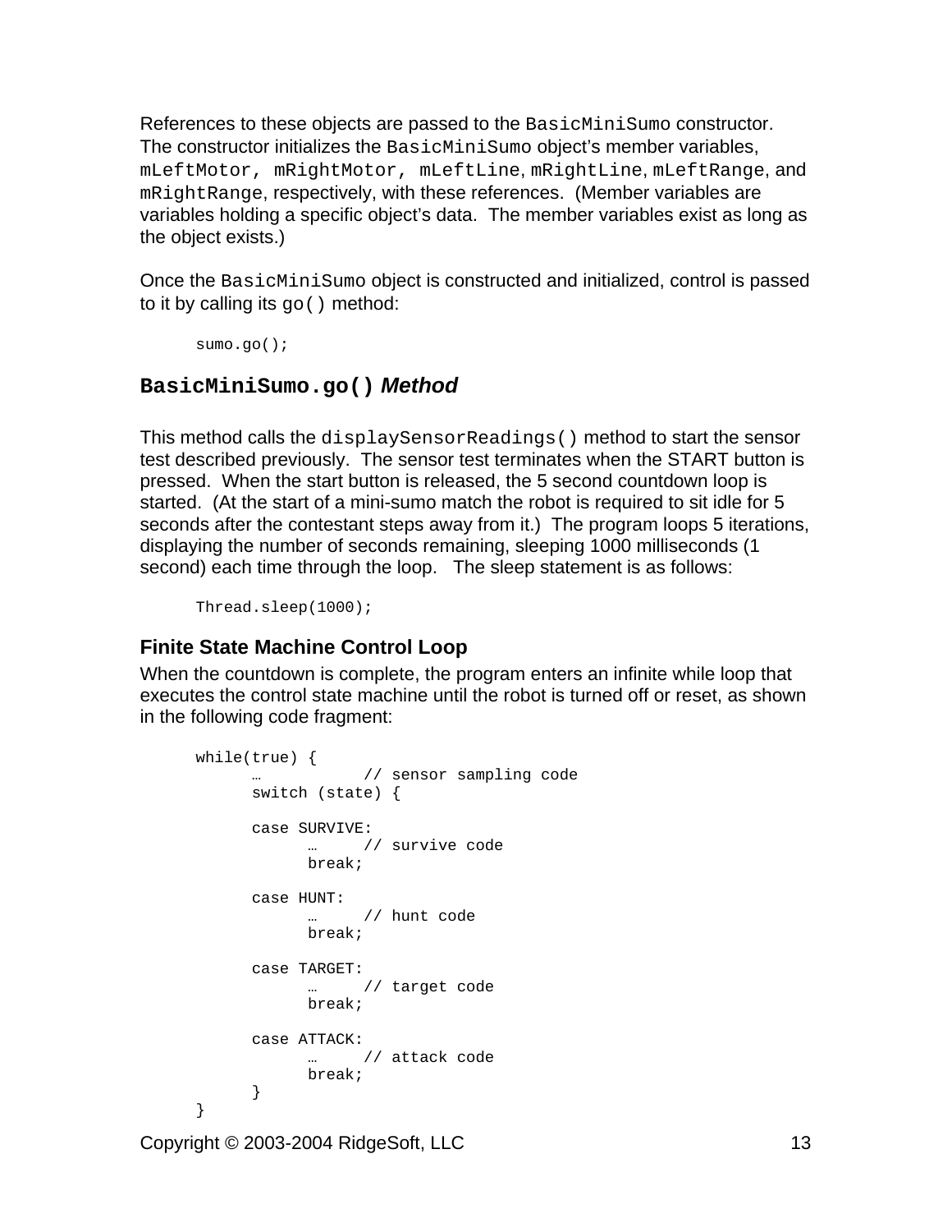References to these objects are passed to the `BasicMiniSumo` constructor. The constructor initializes the `BasicMiniSumo` object's member variables, `mLeftMotor, mRightMotor, mLeftLine`, `mRightLine`, `mLeftRange`, and `mRightRange`, respectively, with these references. (Member variables are variables holding a specific object's data. The member variables exist as long as the object exists.)

Once the `BasicMiniSumo` object is constructed and initialized, control is passed to it by calling its `go()` method:

```
sumo.go();
```

### `BasicMiniSumo.go()` *Method*

This method calls the `displaySensorReadings()` method to start the sensor test described previously. The sensor test terminates when the START button is pressed. When the start button is released, the 5 second countdown loop is started. (At the start of a mini-sumo match the robot is required to sit idle for 5 seconds after the contestant steps away from it.) The program loops 5 iterations, displaying the number of seconds remaining, sleeping 1000 milliseconds (1 second) each time through the loop. The sleep statement is as follows:

```
Thread.sleep(1000);
```

### Finite State Machine Control Loop

When the countdown is complete, the program enters an infinite while loop that executes the control state machine until the robot is turned off or reset, as shown in the following code fragment:

```
while(true) {
      …           // sensor sampling code
      switch (state) {

      case SURVIVE:
            …     // survive code
            break;

      case HUNT:
            …     // hunt code
            break;

      case TARGET:
            …     // target code
            break;

      case ATTACK:
            …     // attack code
            break;
      }
}
```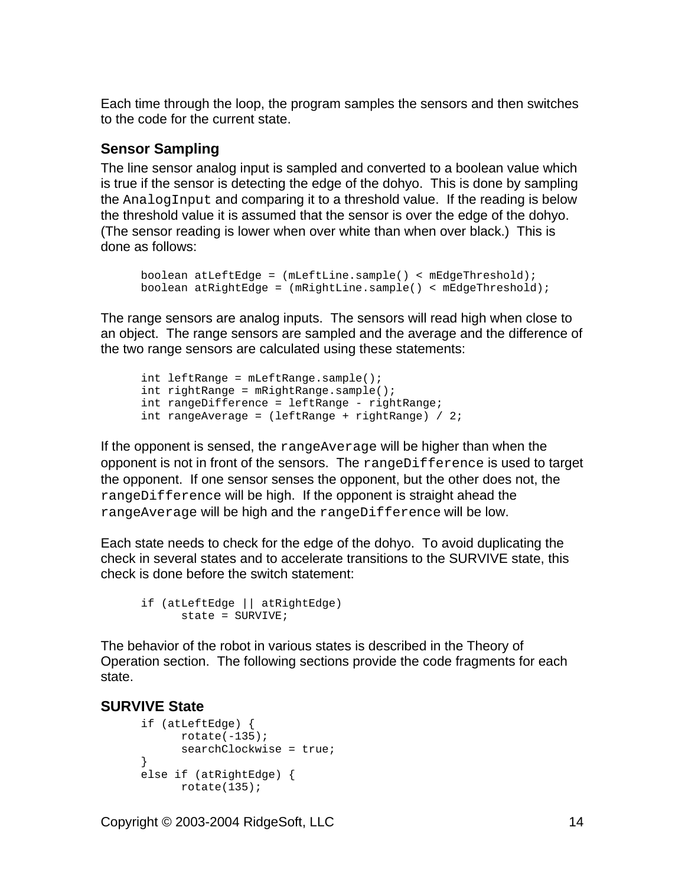Each time through the loop, the program samples the sensors and then switches to the code for the current state.

### Sensor Sampling

The line sensor analog input is sampled and converted to a boolean value which is true if the sensor is detecting the edge of the dohyo. This is done by sampling the `AnalogInput` and comparing it to a threshold value. If the reading is below the threshold value it is assumed that the sensor is over the edge of the dohyo. (The sensor reading is lower when over white than when over black.) This is done as follows:

```
boolean atLeftEdge = (mLeftLine.sample() < mEdgeThreshold);
boolean atRightEdge = (mRightLine.sample() < mEdgeThreshold);
```

The range sensors are analog inputs. The sensors will read high when close to an object. The range sensors are sampled and the average and the difference of the two range sensors are calculated using these statements:

```
int leftRange = mLeftRange.sample();
int rightRange = mRightRange.sample();
int rangeDifference = leftRange - rightRange;
int rangeAverage = (leftRange + rightRange) / 2;
```

If the opponent is sensed, the `rangeAverage` will be higher than when the opponent is not in front of the sensors. The `rangeDifference` is used to target the opponent. If one sensor senses the opponent, but the other does not, the `rangeDifference` will be high. If the opponent is straight ahead the `rangeAverage` will be high and the `rangeDifference` will be low.

Each state needs to check for the edge of the dohyo. To avoid duplicating the check in several states and to accelerate transitions to the SURVIVE state, this check is done before the switch statement:

```
if (atLeftEdge || atRightEdge)
      state = SURVIVE;
```

The behavior of the robot in various states is described in the Theory of Operation section. The following sections provide the code fragments for each state.

### SURVIVE State

```
if (atLeftEdge) {
      rotate(-135);
      searchClockwise = true;
}
else if (atRightEdge) {
      rotate(135);
```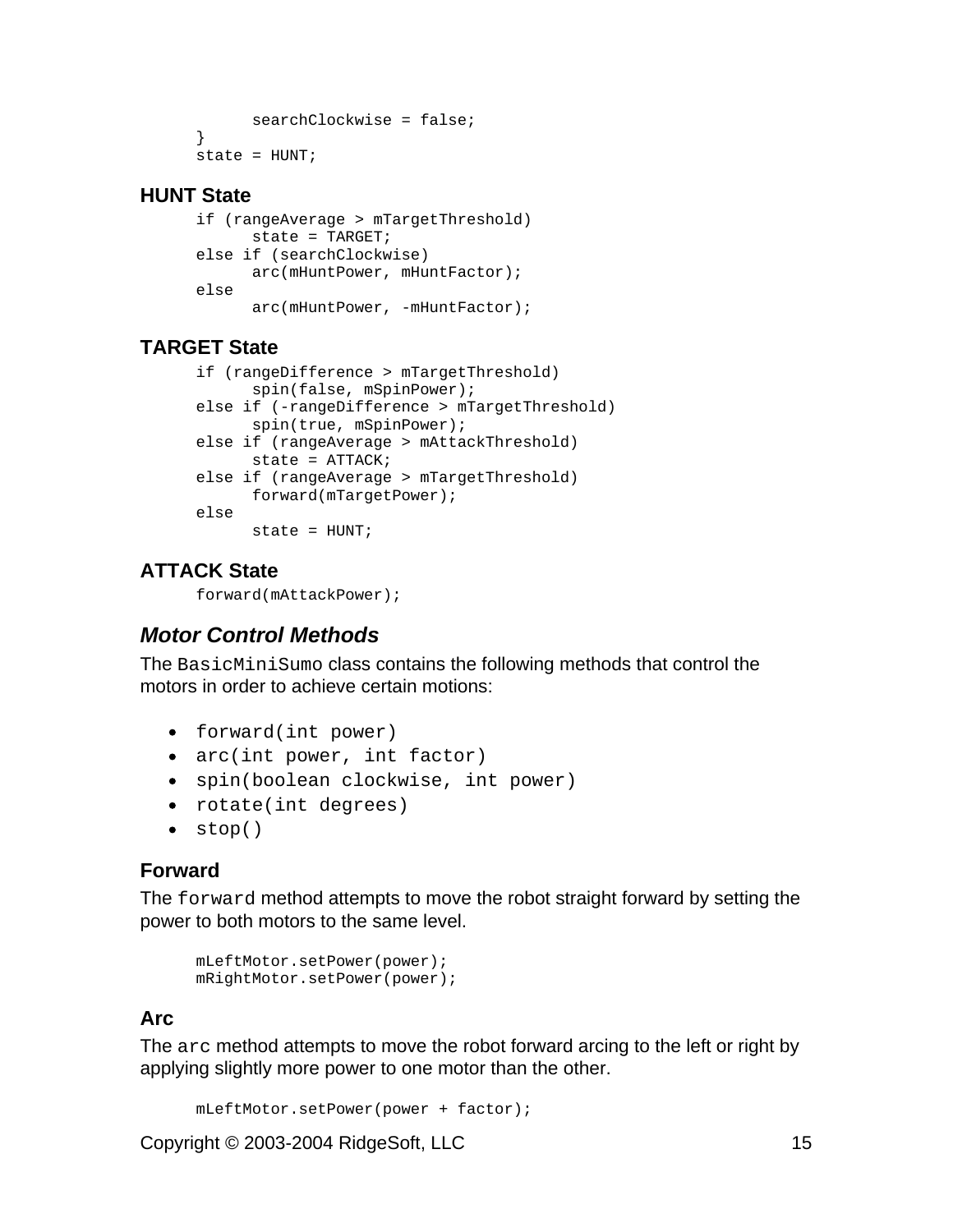```
        searchClockwise = false;
  }
  state = HUNT;
```

### HUNT State

```
  if (rangeAverage > mTargetThreshold)
        state = TARGET;
  else if (searchClockwise)
        arc(mHuntPower, mHuntFactor);
  else
        arc(mHuntPower, -mHuntFactor);
```

### TARGET State

```
  if (rangeDifference > mTargetThreshold)
        spin(false, mSpinPower);
  else if (-rangeDifference > mTargetThreshold)
        spin(true, mSpinPower);
  else if (rangeAverage > mAttackThreshold)
        state = ATTACK;
  else if (rangeAverage > mTargetThreshold)
        forward(mTargetPower);
  else
        state = HUNT;
```

### ATTACK State

```
  forward(mAttackPower);
```

## *Motor Control Methods*

The `BasicMiniSumo` class contains the following methods that control the motors in order to achieve certain motions:

- `forward(int power)`
- `arc(int power, int factor)`
- `spin(boolean clockwise, int power)`
- `rotate(int degrees)`
- `stop()`

### Forward

The `forward` method attempts to move the robot straight forward by setting the power to both motors to the same level.

```
  mLeftMotor.setPower(power);
  mRightMotor.setPower(power);
```

### Arc

The `arc` method attempts to move the robot forward arcing to the left or right by applying slightly more power to one motor than the other.

```
  mLeftMotor.setPower(power + factor);
```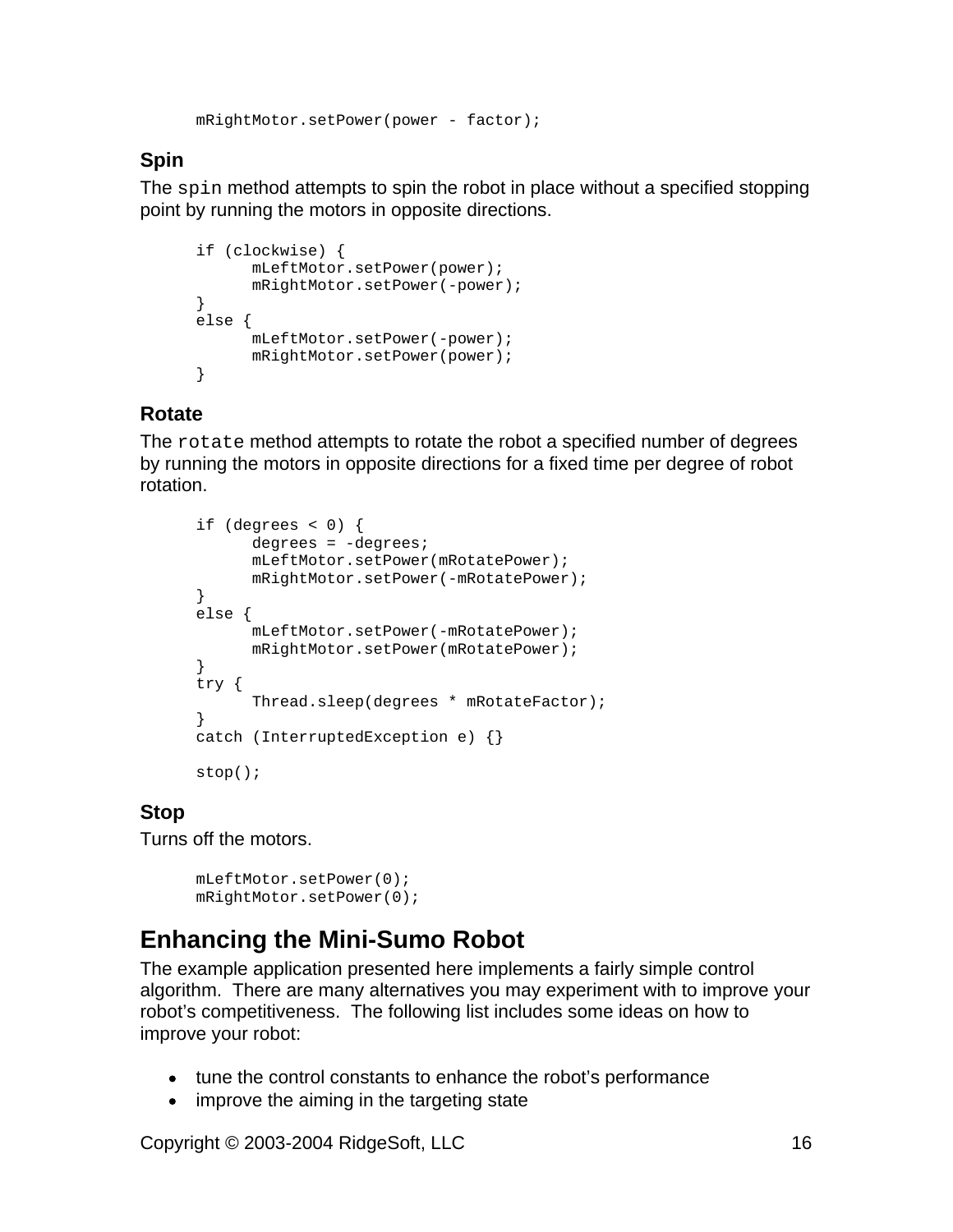```
mRightMotor.setPower(power - factor);
```

### Spin

The `spin` method attempts to spin the robot in place without a specified stopping point by running the motors in opposite directions.

```
if (clockwise) {
      mLeftMotor.setPower(power);
      mRightMotor.setPower(-power);
}
else {
      mLeftMotor.setPower(-power);
      mRightMotor.setPower(power);
}
```

### Rotate

The `rotate` method attempts to rotate the robot a specified number of degrees by running the motors in opposite directions for a fixed time per degree of robot rotation.

```
if (degrees < 0) {
      degrees = -degrees;
      mLeftMotor.setPower(mRotatePower);
      mRightMotor.setPower(-mRotatePower);
}
else {
      mLeftMotor.setPower(-mRotatePower);
      mRightMotor.setPower(mRotatePower);
}
try {
      Thread.sleep(degrees * mRotateFactor);
}
catch (InterruptedException e) {}

stop();
```

### Stop

Turns off the motors.

```
mLeftMotor.setPower(0);
mRightMotor.setPower(0);
```

## Enhancing the Mini-Sumo Robot

The example application presented here implements a fairly simple control algorithm. There are many alternatives you may experiment with to improve your robot's competitiveness. The following list includes some ideas on how to improve your robot:

- tune the control constants to enhance the robot's performance
- improve the aiming in the targeting state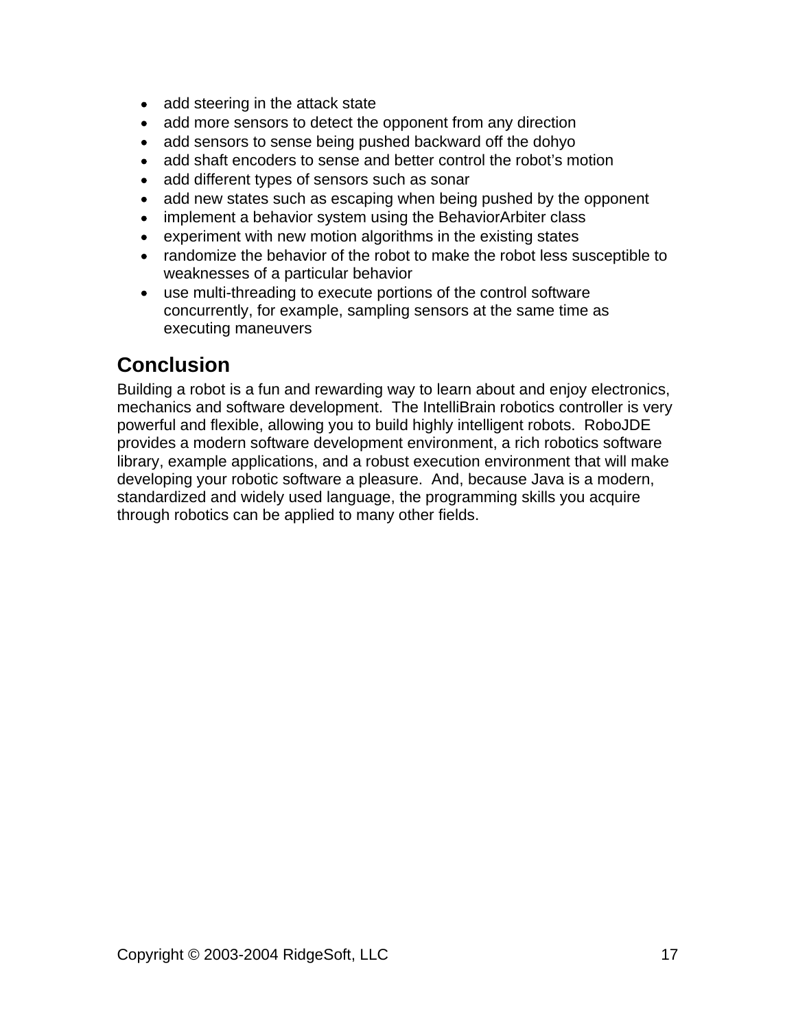- add steering in the attack state
- add more sensors to detect the opponent from any direction
- add sensors to sense being pushed backward off the dohyo
- add shaft encoders to sense and better control the robot's motion
- add different types of sensors such as sonar
- add new states such as escaping when being pushed by the opponent
- implement a behavior system using the BehaviorArbiter class
- experiment with new motion algorithms in the existing states
- randomize the behavior of the robot to make the robot less susceptible to weaknesses of a particular behavior
- use multi-threading to execute portions of the control software concurrently, for example, sampling sensors at the same time as executing maneuvers

## Conclusion

Building a robot is a fun and rewarding way to learn about and enjoy electronics, mechanics and software development. The IntelliBrain robotics controller is very powerful and flexible, allowing you to build highly intelligent robots. RoboJDE provides a modern software development environment, a rich robotics software library, example applications, and a robust execution environment that will make developing your robotic software a pleasure. And, because Java is a modern, standardized and widely used language, the programming skills you acquire through robotics can be applied to many other fields.